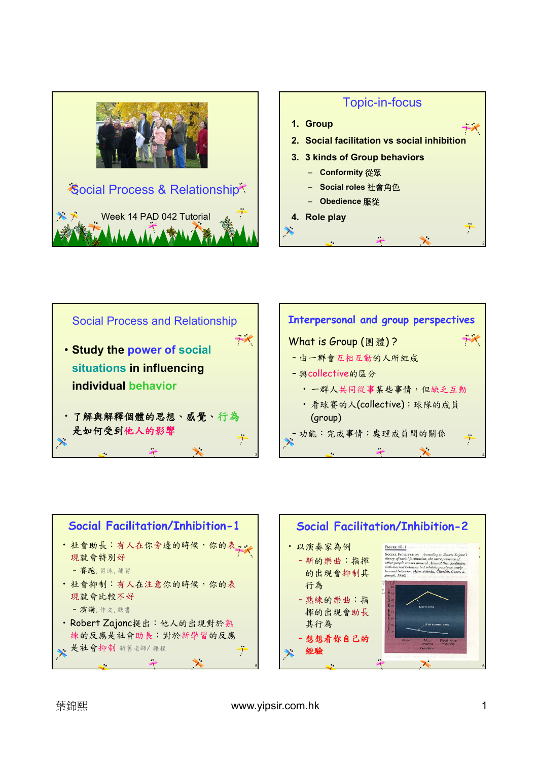## Social Process & Relationship

Week 14 PAD 042 Tutorial

## Topic-in-focus

1. **Group**
2. **Social facilitation vs social inhibition**
3. **3 kinds of Group behaviors**
   - **Conformity** 從眾
   - **Social roles** 社會角色
   - **Obedience** 服從
4. **Role play**

## Social Process and Relationship

- **Study the power of social situations in influencing individual behavior**
- **了解與解釋個體的思想、感覺、行為是如何受到他人的影響**

## Interpersonal and group perspectives

What is Group (團體)？

- 由一群會互相互動的人所組成
- 與collective的區分
  - 一群人共同從事某些事情，但缺乏互動
  - 看球賽的人(collective)；球隊的成員(group)
- 功能：完成事情；處理成員間的關係

## Social Facilitation/Inhibition-1

- 社會助長：有人在你旁邊的時候，你的表現就會特別好
  - 賽跑, 習泳, 補習
- 社會抑制：有人在注意你的時候，你的表現就會比較不好
  - 演講, 作文, 默書
- Robert Zajonc提出：他人的出現對於熟練的反應是社會助長；對於新學習的反應是社會抑制 新舊老師/課程

## Social Facilitation/Inhibition-2

- 以演奏家為例
  - 新的樂曲：指揮的出現會抑制其行為
  - 熟練的樂曲：指揮的出現會助長其行為
  - 想想看你自己的經驗

FIGURE 15–1

SOCIAL FACILITATION According to Robert Zajonc's theory of social facilitation, the mere presence of other people causes arousal. Around them facilitates well-learned behavior but inhibits poorly or newly learned behavior. (After Schmitt, Gilovich, Goore, & Joseph, 1986)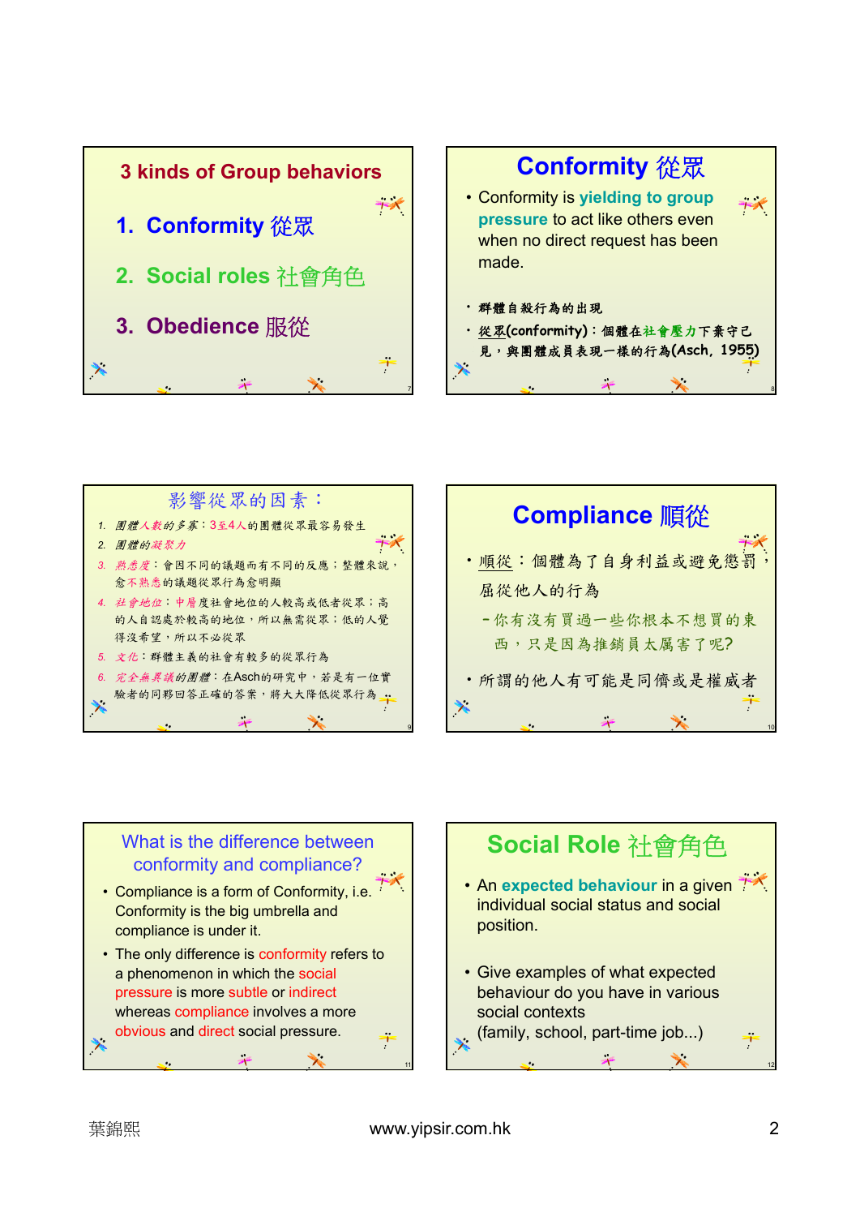## 3 kinds of Group behaviors

1. **Conformity 從眾**
2. **Social roles 社會角色**
3. **Obedience 服從**

## Conformity 從眾

- Conformity is **yielding to group pressure** to act like others even when no direct request has been made.

- 群體自殺行為的出現
- 從眾(conformity)：個體在社會壓力下棄守己見，與團體成員表現一樣的行為(Asch, 1955)

## 影響從眾的因素：

1. *團體人數的多寡*：3至4人的團體從眾最容易發生
2. *團體的凝聚力*
3. *熟悉度*：會因不同的議題而有不同的反應；整體來說，愈不熟悉的議題從眾行為愈明顯
4. *社會地位*：中層度社會地位的人較高或低者從眾；高的人自認處於較高的地位，所以無需從眾；低的人覺得沒希望，所以不必從眾
5. *文化*：群體主義的社會有較多的從眾行為
6. *完全無異議的團體*：在Asch的研究中，若是有一位實驗者的同夥回答正確的答案，將大大降低從眾行為

## Compliance 順從

- 順從：個體為了自身利益或避免懲罰，屈從他人的行為
  - 你有沒有買過一些你根本不想買的東西，只是因為推銷員太厲害了呢?
- 所謂的他人有可能是同儕或是權威者

## What is the difference between conformity and compliance?

- Compliance is a form of Conformity, i.e. Conformity is the big umbrella and compliance is under it.
- The only difference is conformity refers to a phenomenon in which the social pressure is more subtle or indirect whereas compliance involves a more obvious and direct social pressure.

## Social Role 社會角色

- An **expected behaviour** in a given individual social status and social position.

- Give examples of what expected behaviour do you have in various social contexts (family, school, part-time job...)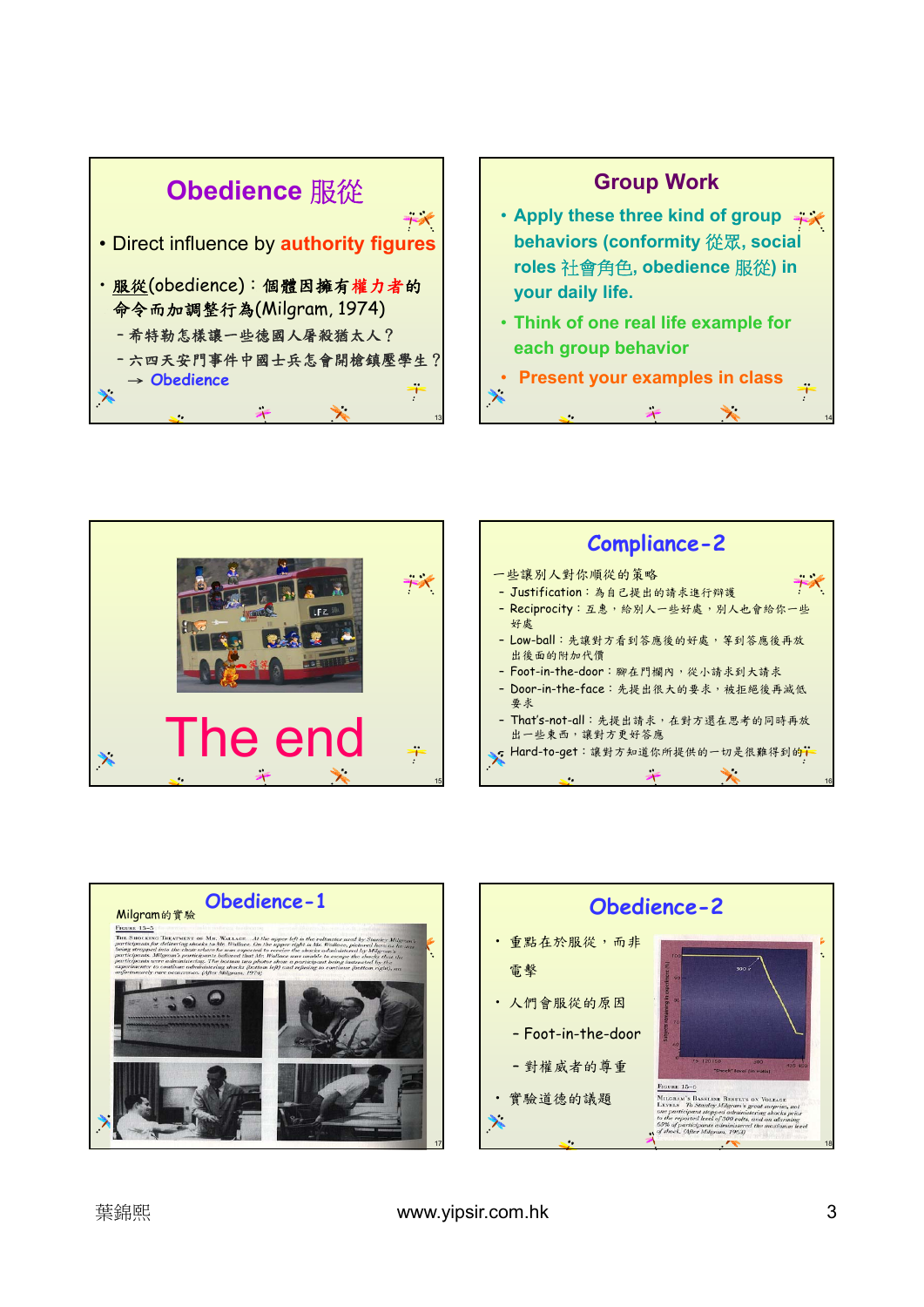## Obedience 服從

- Direct influence by **authority figures**
- 服從(obedience)：個體因擁有**權力者**的命令而加調整行為(Milgram, 1974)
  - 希特勒怎樣讓一些德國人屠殺猶太人？
  - 六四天安門事件中國士兵怎會開槍鎮壓學生？
  - → Obedience

## Group Work

- Apply these three kind of group behaviors (conformity 從眾, social roles 社會角色, obedience 服從) in your daily life.
- Think of one real life example for each group behavior
- Present your examples in class

# The end

## Compliance-2

一些讓別人對你順從的策略

- Justification：為自己提出的請求進行辯護
- Reciprocity：互惠，給別人一些好處，別人也會給你一些好處
- Low-ball：先讓對方看到答應後的好處，等到答應後再放出後面的附加代價
- Foot-in-the-door：腳在門欄內，從小請求到大請求
- Door-in-the-face：先提出很大的要求，被拒絕後再減低要求
- That's-not-all：先提出請求，在對方還在思考的同時再放出一些東西，讓對方更好答應
- Hard-to-get：讓對方知道你所提供的一切是很難得到的

## Obedience-1

Milgram的實驗

FIGURE 15-5

THE SHOCKING TREATMENT OF MR. WALLACE. At the upper left is the voltmeter used by Stanley Milgram's participants for delivering shocks to Mr. Wallace. On the upper right is Mr. Wallace, pictured here as he was being strapped into the chair where he was exposed to receive the shocks administered by Milgram's participants. Milgram's participants believed that Mr. Wallace was unable to escape the shocks that the participants were administering. The bottom two photos show a participant being instructed by the experimenter to continue administering shocks (bottom left) and refusing to continue (bottom right), an unfortunately rare occurrence. (After Milgram, 1974)

## Obedience-2

- 重點在於服從，而非電擊
- 人們會服從的原因
  - Foot-in-the-door
  - 對權威者的尊重
- 實驗道德的議題

100
90
80
70
60
300 V
75 120 150
300
435 450
Subjects remaining in experiment (%)
"Shock" level (in volts)

FIGURE 15-6

MILGRAM'S BASELINE RESULTS ON VOLTAGE LEVELS. To Stanley Milgram's great surprise, not one participant stopped administering shocks prior to the reported level of 300 volts, and an alarming 65% of participants administered the maximum level of shock. (After Milgram, 1963)